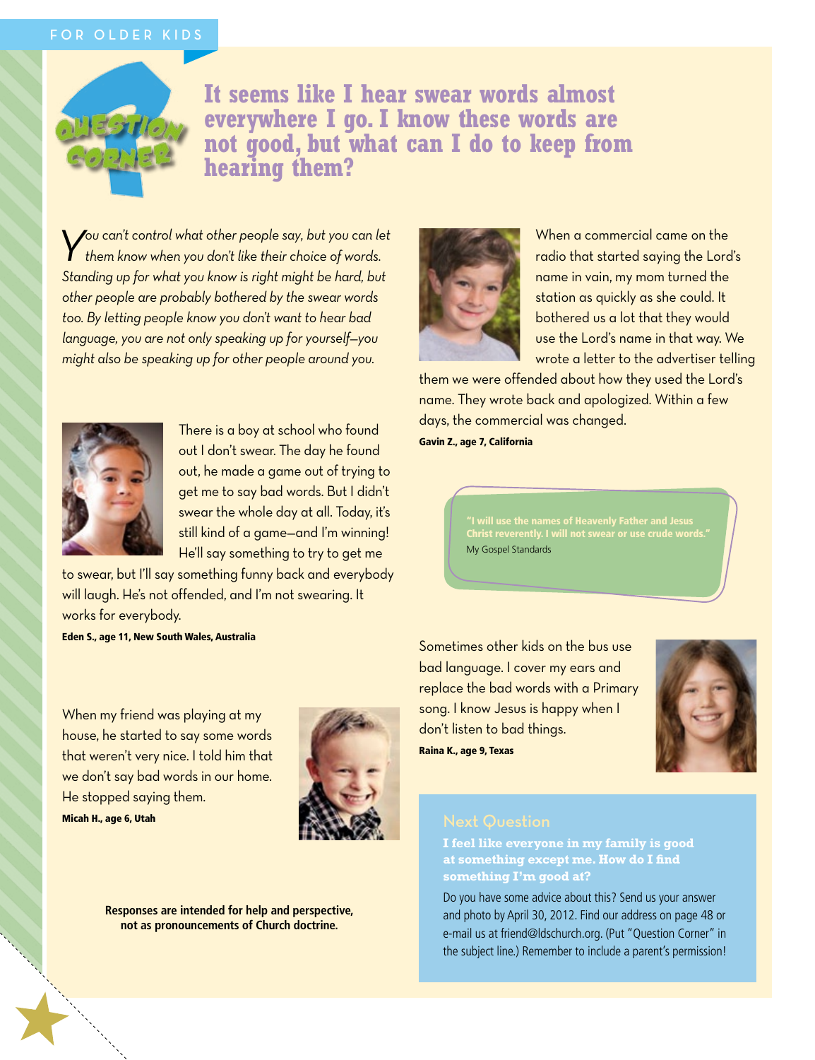FOR OLDER KIDS

QUESTION CORNER

# It seems like I hear swear words almost everywhere I go. I know these words are not good, but what can I do to keep from hearing them?

*You can't control what other people say, but you can let them know when you don't like their choice of words. Standing up for what you know is right might be hard, but other people are probably bothered by the swear words too. By letting people know you don't want to hear bad language, you are not only speaking up for yourself—you might also be speaking up for other people around you.*

There is a boy at school who found out I don't swear. The day he found out, he made a game out of trying to get me to say bad words. But I didn't swear the whole day at all. Today, it's still kind of a game—and I'm winning! He'll say something to try to get me to swear, but I'll say something funny back and everybody will laugh. He's not offended, and I'm not swearing. It works for everybody.

**Eden S., age 11, New South Wales, Australia**

When my friend was playing at my house, he started to say some words that weren't very nice. I told him that we don't say bad words in our home. He stopped saying them.

**Micah H., age 6, Utah**

When a commercial came on the radio that started saying the Lord's name in vain, my mom turned the station as quickly as she could. It bothered us a lot that they would use the Lord's name in that way. We wrote a letter to the advertiser telling them we were offended about how they used the Lord's name. They wrote back and apologized. Within a few days, the commercial was changed.

**Gavin Z., age 7, California**

> **"I will use the names of Heavenly Father and Jesus Christ reverently. I will not swear or use crude words."**
> My Gospel Standards

Sometimes other kids on the bus use bad language. I cover my ears and replace the bad words with a Primary song. I know Jesus is happy when I don't listen to bad things.

**Raina K., age 9, Texas**

**Responses are intended for help and perspective, not as pronouncements of Church doctrine.**

## Next Question

**I feel like everyone in my family is good at something except me. How do I find something I'm good at?**

Do you have some advice about this? Send us your answer and photo by April 30, 2012. Find our address on page 48 or e-mail us at friend@ldschurch.org. (Put "Question Corner" in the subject line.) Remember to include a parent's permission!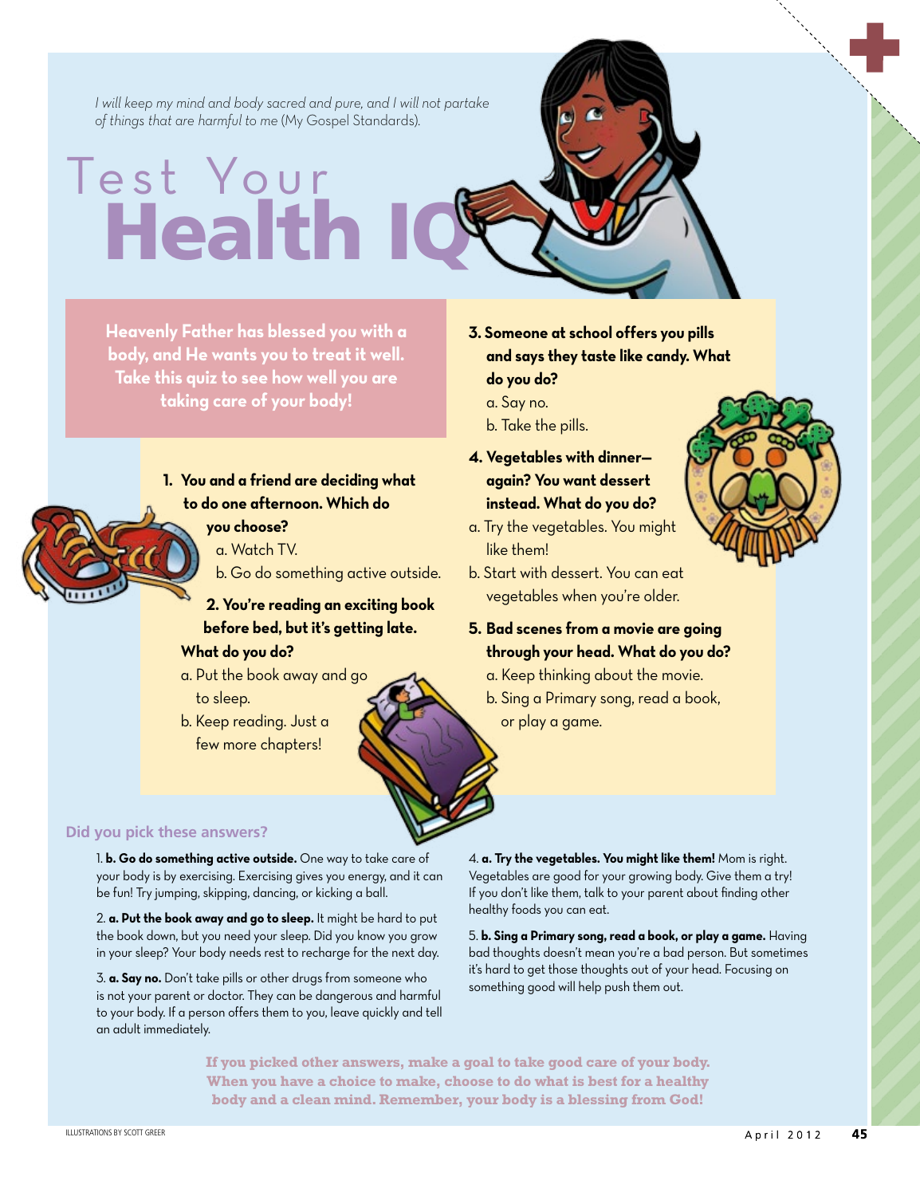*I will keep my mind and body sacred and pure, and I will not partake of things that are harmful to me* (My Gospel Standards).

# Test Your Health IQ

**Heavenly Father has blessed you with a body, and He wants you to treat it well. Take this quiz to see how well you are taking care of your body!**

**1. You and a friend are deciding what to do one afternoon. Which do you choose?**

a. Watch TV.
b. Go do something active outside.

**2. You're reading an exciting book before bed, but it's getting late. What do you do?**

a. Put the book away and go to sleep.
b. Keep reading. Just a few more chapters!

**3. Someone at school offers you pills and says they taste like candy. What do you do?**

a. Say no.
b. Take the pills.

**4. Vegetables with dinner—again? You want dessert instead. What do you do?**

a. Try the vegetables. You might like them!
b. Start with dessert. You can eat vegetables when you're older.

**5. Bad scenes from a movie are going through your head. What do you do?**

a. Keep thinking about the movie.
b. Sing a Primary song, read a book, or play a game.

## Did you pick these answers?

1. **b. Go do something active outside.** One way to take care of your body is by exercising. Exercising gives you energy, and it can be fun! Try jumping, skipping, dancing, or kicking a ball.

2. **a. Put the book away and go to sleep.** It might be hard to put the book down, but you need your sleep. Did you know you grow in your sleep? Your body needs rest to recharge for the next day.

3. **a. Say no.** Don't take pills or other drugs from someone who is not your parent or doctor. They can be dangerous and harmful to your body. If a person offers them to you, leave quickly and tell an adult immediately.

4. **a. Try the vegetables. You might like them!** Mom is right. Vegetables are good for your growing body. Give them a try! If you don't like them, talk to your parent about finding other healthy foods you can eat.

5. **b. Sing a Primary song, read a book, or play a game.** Having bad thoughts doesn't mean you're a bad person. But sometimes it's hard to get those thoughts out of your head. Focusing on something good will help push them out.

**If you picked other answers, make a goal to take good care of your body. When you have a choice to make, choose to do what is best for a healthy body and a clean mind. Remember, your body is a blessing from God!**

ILLUSTRATIONS BY SCOTT GREER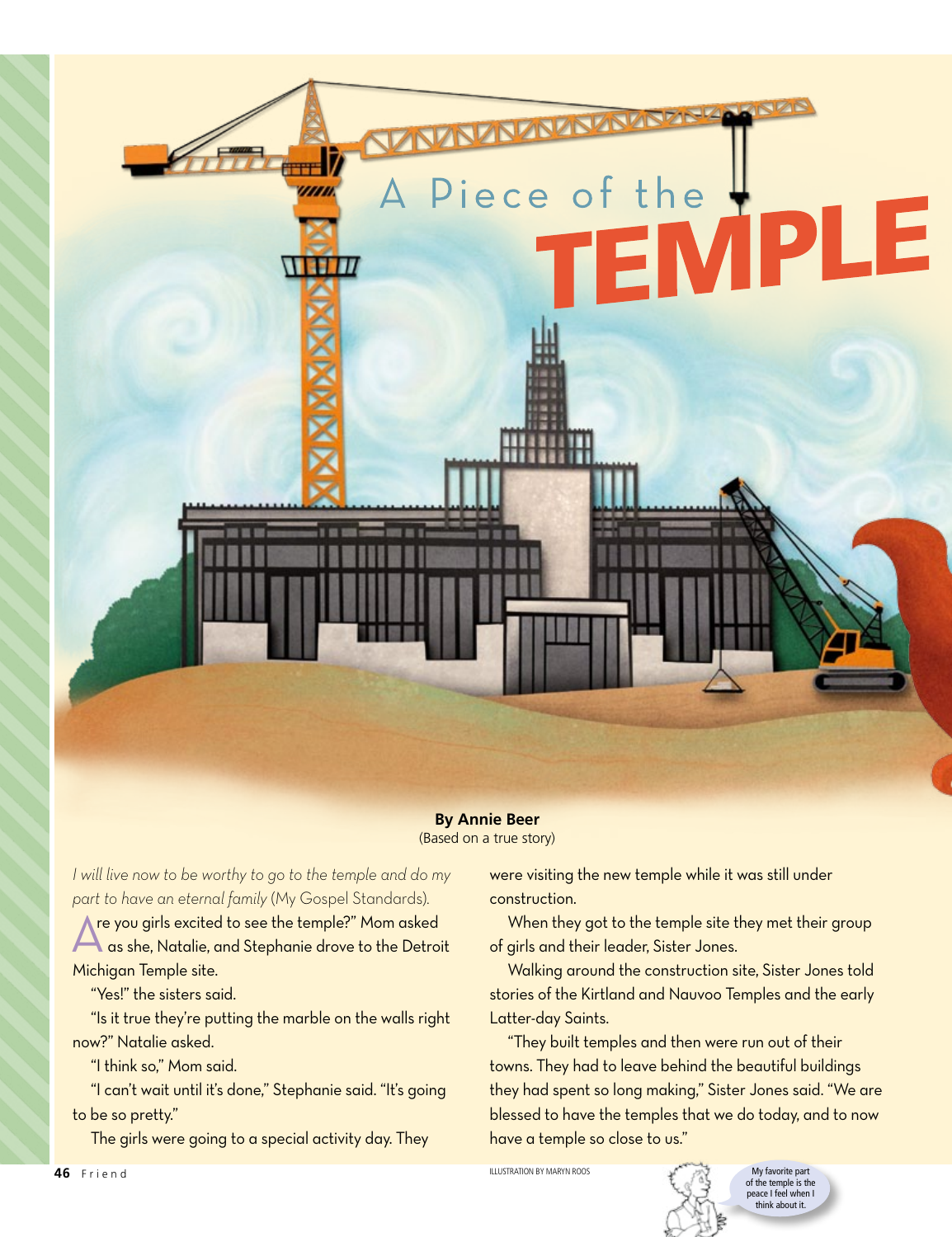# A Piece of the TEMPLE

**By Annie Beer**
(Based on a true story)

*I will live now to be worthy to go to the temple and do my part to have an eternal family* (My Gospel Standards).

"Are you girls excited to see the temple?" Mom asked as she, Natalie, and Stephanie drove to the Detroit Michigan Temple site.

"Yes!" the sisters said.

"Is it true they're putting the marble on the walls right now?" Natalie asked.

"I think so," Mom said.

"I can't wait until it's done," Stephanie said. "It's going to be so pretty."

The girls were going to a special activity day. They were visiting the new temple while it was still under construction.

When they got to the temple site they met their group of girls and their leader, Sister Jones.

Walking around the construction site, Sister Jones told stories of the Kirtland and Nauvoo Temples and the early Latter-day Saints.

"They built temples and then were run out of their towns. They had to leave behind the beautiful buildings they had spent so long making," Sister Jones said. "We are blessed to have the temples that we do today, and to now have a temple so close to us."

ILLUSTRATION BY MARYN ROOS

My favorite part of the temple is the peace I feel when I think about it.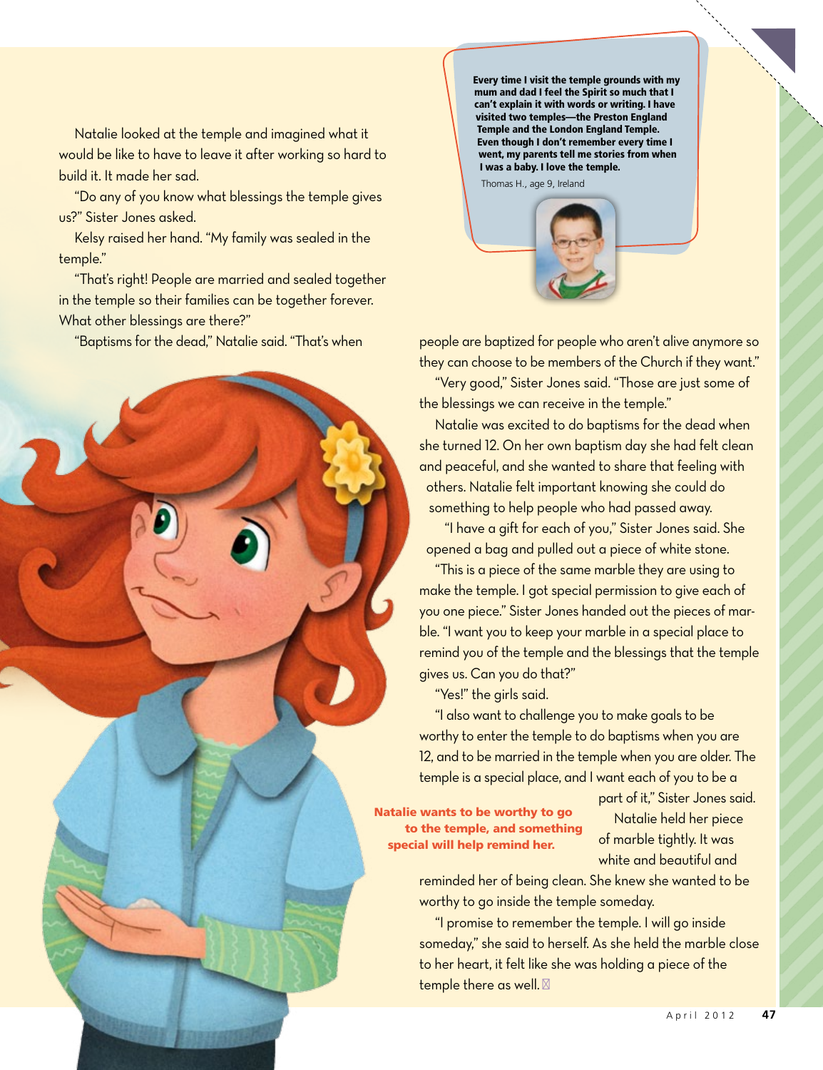Natalie looked at the temple and imagined what it would be like to have to leave it after working so hard to build it. It made her sad.

"Do any of you know what blessings the temple gives us?" Sister Jones asked.

Kelsy raised her hand. "My family was sealed in the temple."

"That's right! People are married and sealed together in the temple so their families can be together forever. What other blessings are there?"

"Baptisms for the dead," Natalie said. "That's when people are baptized for people who aren't alive anymore so they can choose to be members of the Church if they want."

"Very good," Sister Jones said. "Those are just some of the blessings we can receive in the temple."

Natalie was excited to do baptisms for the dead when she turned 12. On her own baptism day she had felt clean and peaceful, and she wanted to share that feeling with others. Natalie felt important knowing she could do something to help people who had passed away.

"I have a gift for each of you," Sister Jones said. She opened a bag and pulled out a piece of white stone.

"This is a piece of the same marble they are using to make the temple. I got special permission to give each of you one piece." Sister Jones handed out the pieces of marble. "I want you to keep your marble in a special place to remind you of the temple and the blessings that the temple gives us. Can you do that?"

"Yes!" the girls said.

"I also want to challenge you to make goals to be worthy to enter the temple to do baptisms when you are 12, and to be married in the temple when you are older. The temple is a special place, and I want each of you to be a part of it," Sister Jones said.

Natalie held her piece of marble tightly. It was white and beautiful and reminded her of being clean. She knew she wanted to be worthy to go inside the temple someday.

"I promise to remember the temple. I will go inside someday," she said to herself. As she held the marble close to her heart, it felt like she was holding a piece of the temple there as well.

**Natalie wants to be worthy to go to the temple, and something special will help remind her.**

**Every time I visit the temple grounds with my mum and dad I feel the Spirit so much that I can't explain it with words or writing. I have visited two temples—the Preston England Temple and the London England Temple. Even though I don't remember every time I went, my parents tell me stories from when I was a baby. I love the temple.**

Thomas H., age 9, Ireland